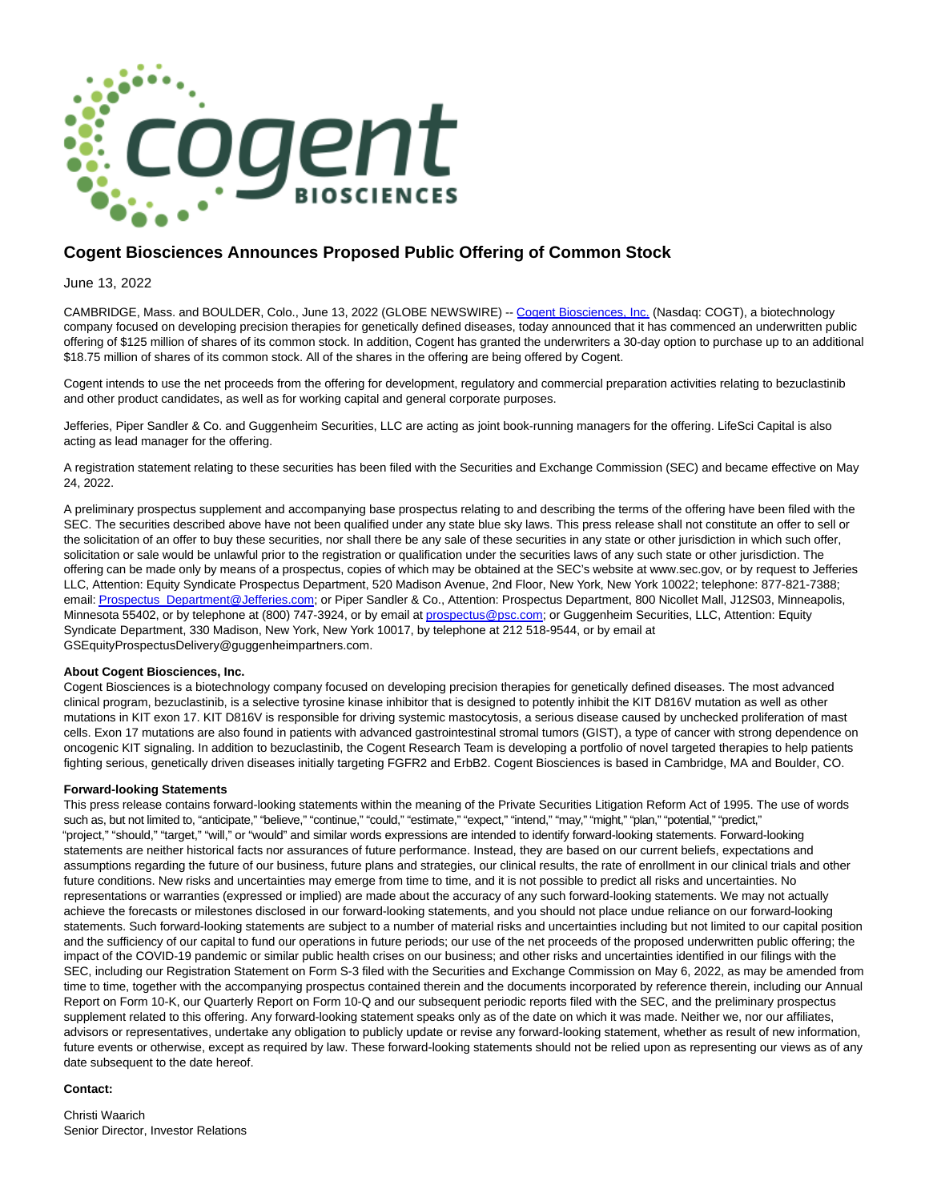# Cogent Biosciences Announces Proposed Public Offering of Common Stock

June 13, 2022

CAMBRIDGE, Mass. and BOULDER, Colo., June 13, 2022 (GLOBE NEWSWIRE) -- Cogent Biosciences, Inc. (Nasdaq: COGT), a biotechnology company focused on developing precision therapies for genetically defined diseases, today announced that it has commenced an underwritten public offering of $125 million of shares of its common stock. In addition, Cogent has granted the underwriters a 30-day option to purchase up to an additional $18.75 million of shares of its common stock. All of the shares in the offering are being offered by Cogent.

Cogent intends to use the net proceeds from the offering for development, regulatory and commercial preparation activities relating to bezuclastinib and other product candidates, as well as for working capital and general corporate purposes.

Jefferies, Piper Sandler & Co. and Guggenheim Securities, LLC are acting as joint book-running managers for the offering. LifeSci Capital is also acting as lead manager for the offering.

A registration statement relating to these securities has been filed with the Securities and Exchange Commission (SEC) and became effective on May 24, 2022.

A preliminary prospectus supplement and accompanying base prospectus relating to and describing the terms of the offering have been filed with the SEC. The securities described above have not been qualified under any state blue sky laws. This press release shall not constitute an offer to sell or the solicitation of an offer to buy these securities, nor shall there be any sale of these securities in any state or other jurisdiction in which such offer, solicitation or sale would be unlawful prior to the registration or qualification under the securities laws of any such state or other jurisdiction. The offering can be made only by means of a prospectus, copies of which may be obtained at the SEC's website at www.sec.gov, or by request to Jefferies LLC, Attention: Equity Syndicate Prospectus Department, 520 Madison Avenue, 2nd Floor, New York, New York 10022; telephone: 877-821-7388; email: Prospectus_Department@Jefferies.com; or Piper Sandler & Co., Attention: Prospectus Department, 800 Nicollet Mall, J12S03, Minneapolis, Minnesota 55402, or by telephone at (800) 747-3924, or by email at prospectus@psc.com; or Guggenheim Securities, LLC, Attention: Equity Syndicate Department, 330 Madison, New York, New York 10017, by telephone at 212 518-9544, or by email at GSEquityProspectusDelivery@guggenheimpartners.com.

**About Cogent Biosciences, Inc.**

Cogent Biosciences is a biotechnology company focused on developing precision therapies for genetically defined diseases. The most advanced clinical program, bezuclastinib, is a selective tyrosine kinase inhibitor that is designed to potently inhibit the KIT D816V mutation as well as other mutations in KIT exon 17. KIT D816V is responsible for driving systemic mastocytosis, a serious disease caused by unchecked proliferation of mast cells. Exon 17 mutations are also found in patients with advanced gastrointestinal stromal tumors (GIST), a type of cancer with strong dependence on oncogenic KIT signaling. In addition to bezuclastinib, the Cogent Research Team is developing a portfolio of novel targeted therapies to help patients fighting serious, genetically driven diseases initially targeting FGFR2 and ErbB2. Cogent Biosciences is based in Cambridge, MA and Boulder, CO.

**Forward-looking Statements**

This press release contains forward-looking statements within the meaning of the Private Securities Litigation Reform Act of 1995. The use of words such as, but not limited to, "anticipate," "believe," "continue," "could," "estimate," "expect," "intend," "may," "might," "plan," "potential," "predict," "project," "should," "target," "will," or "would" and similar words expressions are intended to identify forward-looking statements. Forward-looking statements are neither historical facts nor assurances of future performance. Instead, they are based on our current beliefs, expectations and assumptions regarding the future of our business, future plans and strategies, our clinical results, the rate of enrollment in our clinical trials and other future conditions. New risks and uncertainties may emerge from time to time, and it is not possible to predict all risks and uncertainties. No representations or warranties (expressed or implied) are made about the accuracy of any such forward-looking statements. We may not actually achieve the forecasts or milestones disclosed in our forward-looking statements, and you should not place undue reliance on our forward-looking statements. Such forward-looking statements are subject to a number of material risks and uncertainties including but not limited to our capital position and the sufficiency of our capital to fund our operations in future periods; our use of the net proceeds of the proposed underwritten public offering; the impact of the COVID-19 pandemic or similar public health crises on our business; and other risks and uncertainties identified in our filings with the SEC, including our Registration Statement on Form S-3 filed with the Securities and Exchange Commission on May 6, 2022, as may be amended from time to time, together with the accompanying prospectus contained therein and the documents incorporated by reference therein, including our Annual Report on Form 10-K, our Quarterly Report on Form 10-Q and our subsequent periodic reports filed with the SEC, and the preliminary prospectus supplement related to this offering. Any forward-looking statement speaks only as of the date on which it was made. Neither we, nor our affiliates, advisors or representatives, undertake any obligation to publicly update or revise any forward-looking statement, whether as result of new information, future events or otherwise, except as required by law. These forward-looking statements should not be relied upon as representing our views as of any date subsequent to the date hereof.

**Contact:**

Christi Waarich
Senior Director, Investor Relations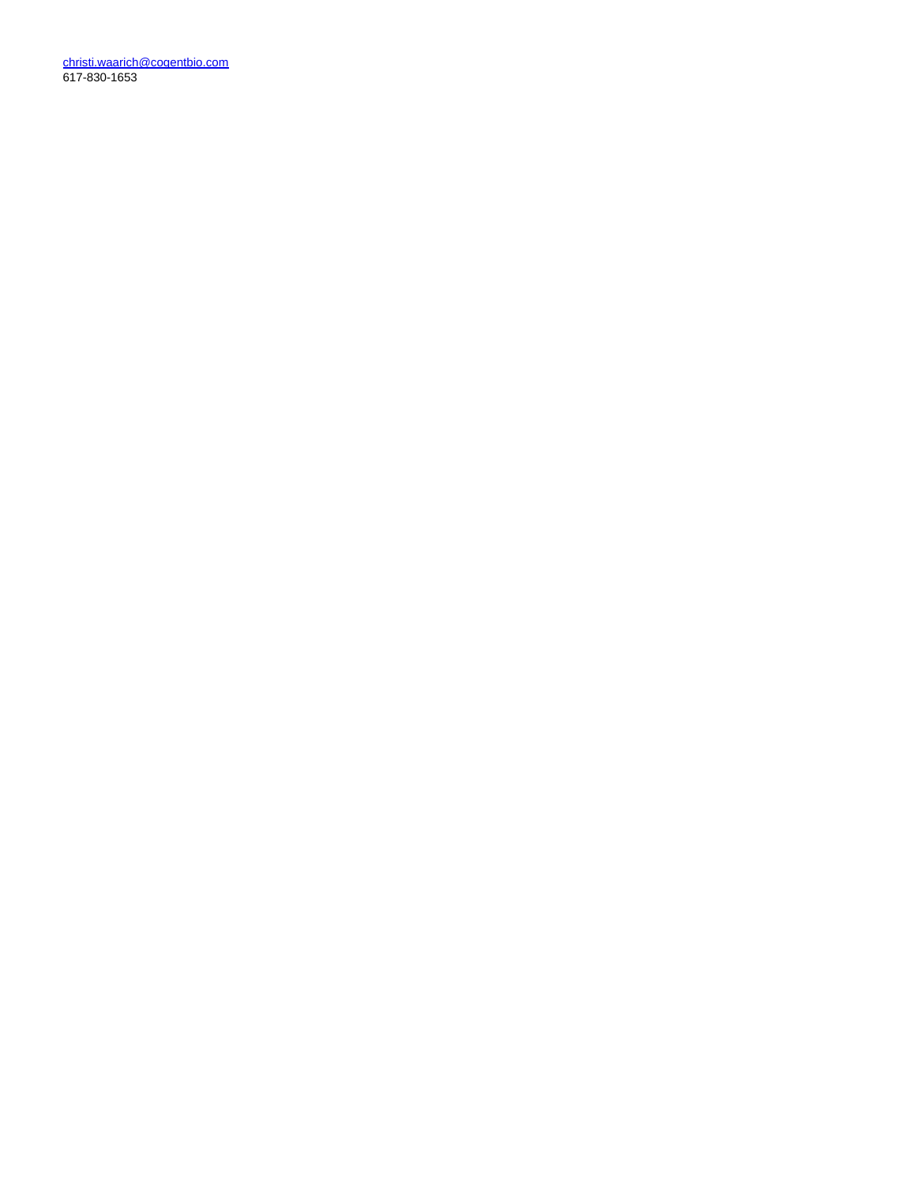christi.waarich@cogentbio.com
617-830-1653